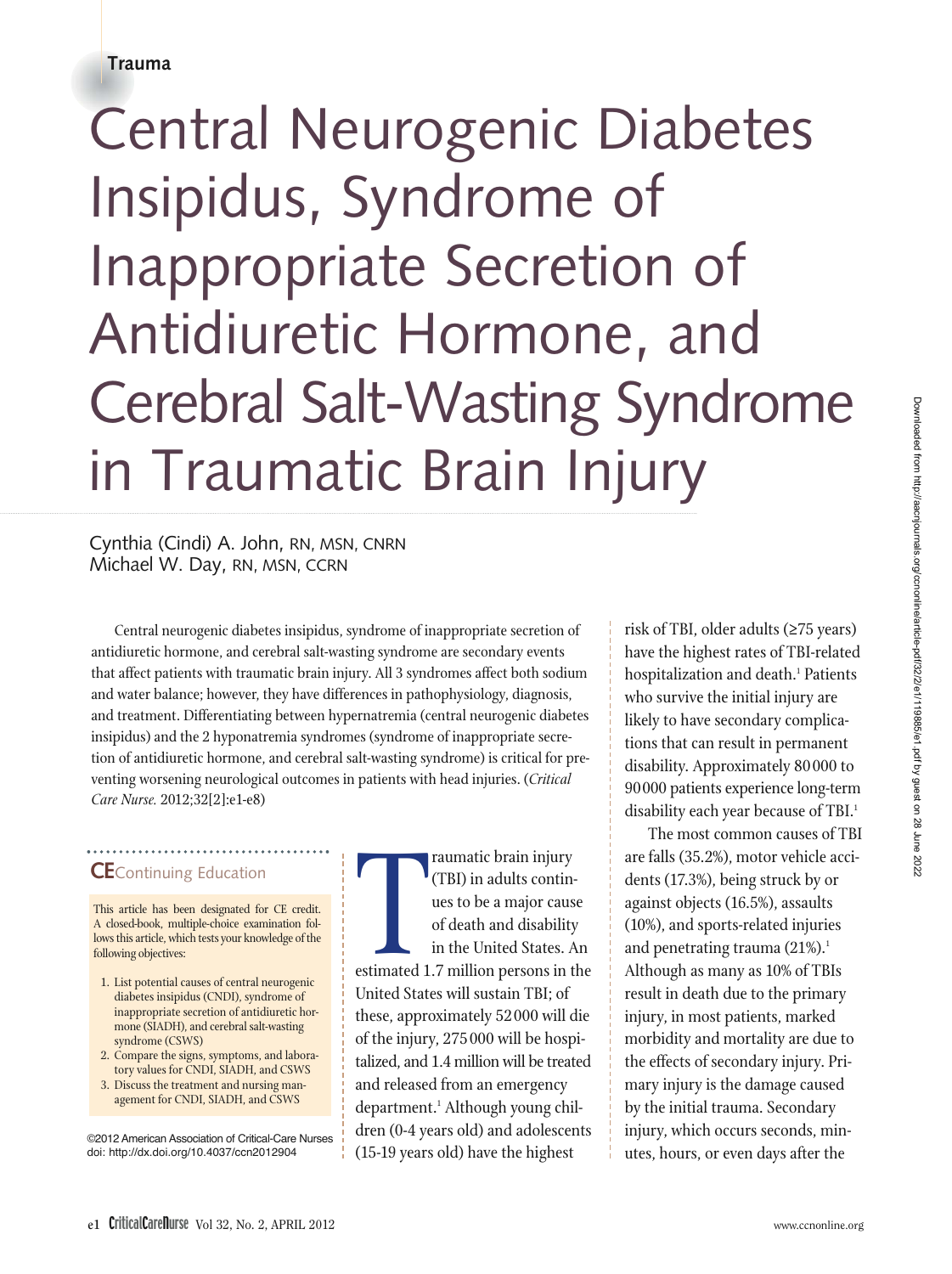Trauma

# Central Neurogenic Diabetes Insipidus, Syndrome of Inappropriate Secretion of Antidiuretic Hormone, and Cerebral Salt-Wasting Syndrome in Traumatic Brain Injury

Cynthia (Cindi) A. John, RN, MSN, CNRN
Michael W. Day, RN, MSN, CCRN

Central neurogenic diabetes insipidus, syndrome of inappropriate secretion of antidiuretic hormone, and cerebral salt-wasting syndrome are secondary events that affect patients with traumatic brain injury. All 3 syndromes affect both sodium and water balance; however, they have differences in pathophysiology, diagnosis, and treatment. Differentiating between hypernatremia (central neurogenic diabetes insipidus) and the 2 hyponatremia syndromes (syndrome of inappropriate secretion of antidiuretic hormone, and cerebral salt-wasting syndrome) is critical for preventing worsening neurological outcomes in patients with head injuries. (*Critical Care Nurse.* 2012;32[2]:e1-e8)

## CE Continuing Education

This article has been designated for CE credit. A closed-book, multiple-choice examination follows this article, which tests your knowledge of the following objectives:

1. List potential causes of central neurogenic diabetes insipidus (CNDI), syndrome of inappropriate secretion of antidiuretic hormone (SIADH), and cerebral salt-wasting syndrome (CSWS)
2. Compare the signs, symptoms, and laboratory values for CNDI, SIADH, and CSWS
3. Discuss the treatment and nursing management for CNDI, SIADH, and CSWS

©2012 American Association of Critical-Care Nurses
doi: http://dx.doi.org/10.4037/ccn2012904

Traumatic brain injury (TBI) in adults continues to be a major cause of death and disability in the United States. An estimated 1.7 million persons in the United States will sustain TBI; of these, approximately 52 000 will die of the injury, 275 000 will be hospitalized, and 1.4 million will be treated and released from an emergency department.[1] Although young children (0-4 years old) and adolescents (15-19 years old) have the highest risk of TBI, older adults (≥75 years) have the highest rates of TBI-related hospitalization and death.[1] Patients who survive the initial injury are likely to have secondary complications that can result in permanent disability. Approximately 80 000 to 90 000 patients experience long-term disability each year because of TBI.[1]

The most common causes of TBI are falls (35.2%), motor vehicle accidents (17.3%), being struck by or against objects (16.5%), assaults (10%), and sports-related injuries and penetrating trauma (21%).[1] Although as many as 10% of TBIs result in death due to the primary injury, in most patients, marked morbidity and mortality are due to the effects of secondary injury. Primary injury is the damage caused by the initial trauma. Secondary injury, which occurs seconds, minutes, hours, or even days after the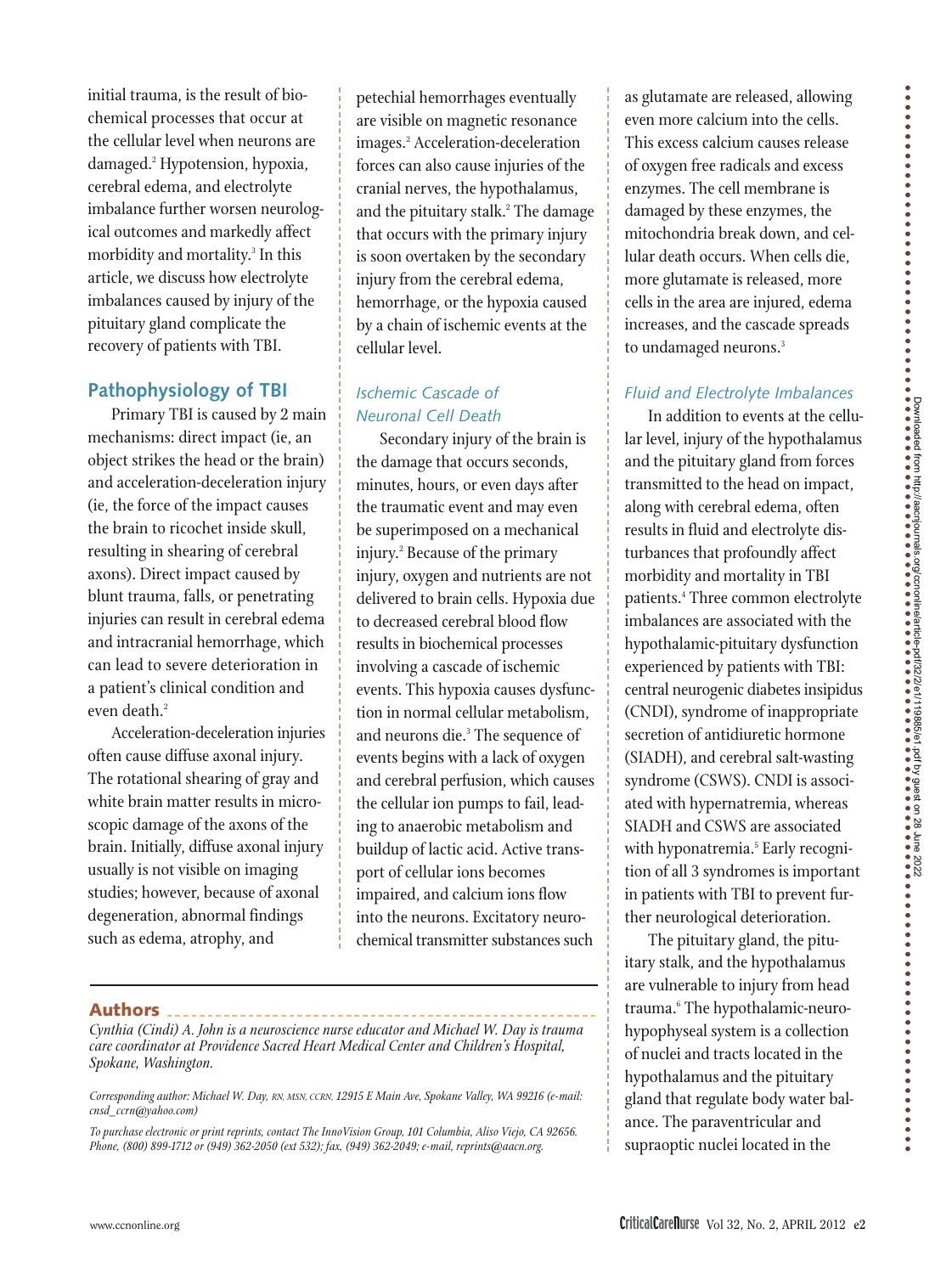initial trauma, is the result of biochemical processes that occur at the cellular level when neurons are damaged.[2] Hypotension, hypoxia, cerebral edema, and electrolyte imbalance further worsen neurological outcomes and markedly affect morbidity and mortality.[3] In this article, we discuss how electrolyte imbalances caused by injury of the pituitary gland complicate the recovery of patients with TBI.

## Pathophysiology of TBI

Primary TBI is caused by 2 main mechanisms: direct impact (ie, an object strikes the head or the brain) and acceleration-deceleration injury (ie, the force of the impact causes the brain to ricochet inside skull, resulting in shearing of cerebral axons). Direct impact caused by blunt trauma, falls, or penetrating injuries can result in cerebral edema and intracranial hemorrhage, which can lead to severe deterioration in a patient's clinical condition and even death.[2]

Acceleration-deceleration injuries often cause diffuse axonal injury. The rotational shearing of gray and white brain matter results in microscopic damage of the axons of the brain. Initially, diffuse axonal injury usually is not visible on imaging studies; however, because of axonal degeneration, abnormal findings such as edema, atrophy, and petechial hemorrhages eventually are visible on magnetic resonance images.[2] Acceleration-deceleration forces can also cause injuries of the cranial nerves, the hypothalamus, and the pituitary stalk.[2] The damage that occurs with the primary injury is soon overtaken by the secondary injury from the cerebral edema, hemorrhage, or the hypoxia caused by a chain of ischemic events at the cellular level.

### *Ischemic Cascade of Neuronal Cell Death*

Secondary injury of the brain is the damage that occurs seconds, minutes, hours, or even days after the traumatic event and may even be superimposed on a mechanical injury.[2] Because of the primary injury, oxygen and nutrients are not delivered to brain cells. Hypoxia due to decreased cerebral blood flow results in biochemical processes involving a cascade of ischemic events. This hypoxia causes dysfunction in normal cellular metabolism, and neurons die.[3] The sequence of events begins with a lack of oxygen and cerebral perfusion, which causes the cellular ion pumps to fail, leading to anaerobic metabolism and buildup of lactic acid. Active transport of cellular ions becomes impaired, and calcium ions flow into the neurons. Excitatory neurochemical transmitter substances such as glutamate are released, allowing even more calcium into the cells. This excess calcium causes release of oxygen free radicals and excess enzymes. The cell membrane is damaged by these enzymes, the mitochondria break down, and cellular death occurs. When cells die, more glutamate is released, more cells in the area are injured, edema increases, and the cascade spreads to undamaged neurons.[3]

### *Fluid and Electrolyte Imbalances*

In addition to events at the cellular level, injury of the hypothalamus and the pituitary gland from forces transmitted to the head on impact, along with cerebral edema, often results in fluid and electrolyte disturbances that profoundly affect morbidity and mortality in TBI patients.[4] Three common electrolyte imbalances are associated with the hypothalamic-pituitary dysfunction experienced by patients with TBI: central neurogenic diabetes insipidus (CNDI), syndrome of inappropriate secretion of antidiuretic hormone (SIADH), and cerebral salt-wasting syndrome (CSWS). CNDI is associated with hypernatremia, whereas SIADH and CSWS are associated with hyponatremia.[5] Early recognition of all 3 syndromes is important in patients with TBI to prevent further neurological deterioration.

The pituitary gland, the pituitary stalk, and the hypothalamus are vulnerable to injury from head trauma.[6] The hypothalamic-neurohypophyseal system is a collection of nuclei and tracts located in the hypothalamus and the pituitary gland that regulate body water balance. The paraventricular and supraoptic nuclei located in the

## Authors

*Cynthia (Cindi) A. John is a neuroscience nurse educator and Michael W. Day is trauma care coordinator at Providence Sacred Heart Medical Center and Children's Hospital, Spokane, Washington.*

*Corresponding author: Michael W. Day, RN, MSN, CCRN, 12915 E Main Ave, Spokane Valley, WA 99216 (e-mail: cnsd_ccrn@yahoo.com)*

*To purchase electronic or print reprints, contact The InnoVision Group, 101 Columbia, Aliso Viejo, CA 92656. Phone, (800) 899-1712 or (949) 362-2050 (ext 532); fax, (949) 362-2049; e-mail, reprints@aacn.org.*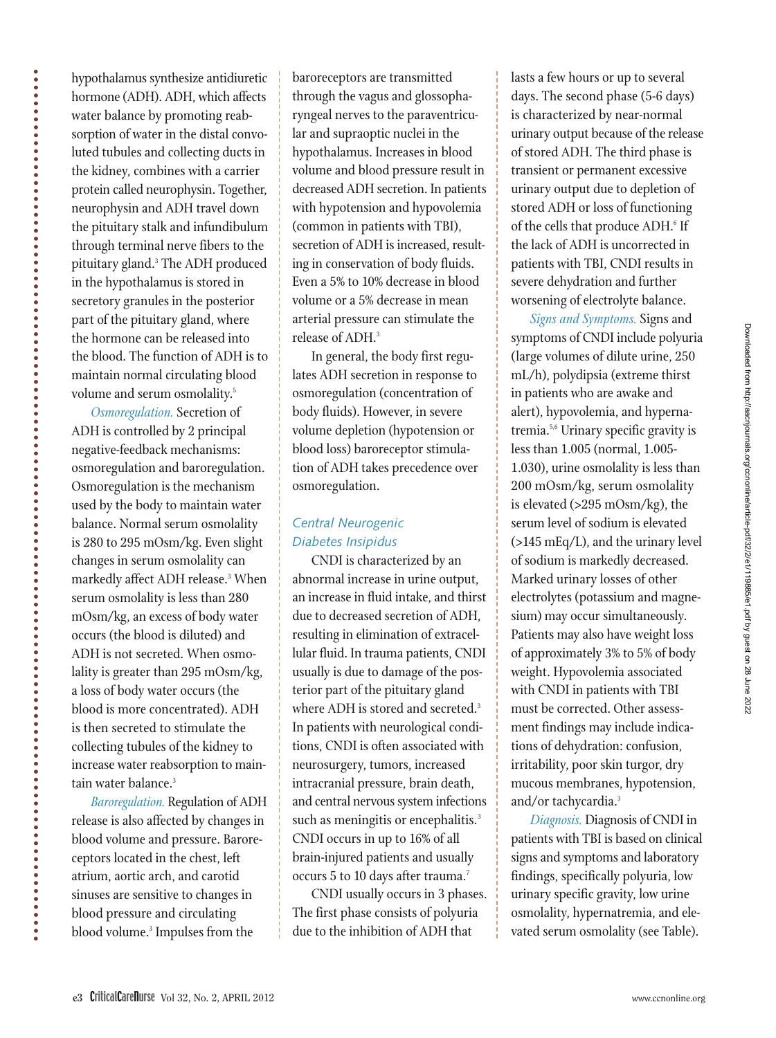hypothalamus synthesize antidiuretic hormone (ADH). ADH, which affects water balance by promoting reabsorption of water in the distal convoluted tubules and collecting ducts in the kidney, combines with a carrier protein called neurophysin. Together, neurophysin and ADH travel down the pituitary stalk and infundibulum through terminal nerve fibers to the pituitary gland.[3] The ADH produced in the hypothalamus is stored in secretory granules in the posterior part of the pituitary gland, where the hormone can be released into the blood. The function of ADH is to maintain normal circulating blood volume and serum osmolality.[5]

*Osmoregulation.* Secretion of ADH is controlled by 2 principal negative-feedback mechanisms: osmoregulation and baroregulation. Osmoregulation is the mechanism used by the body to maintain water balance. Normal serum osmolality is 280 to 295 mOsm/kg. Even slight changes in serum osmolality can markedly affect ADH release.[3] When serum osmolality is less than 280 mOsm/kg, an excess of body water occurs (the blood is diluted) and ADH is not secreted. When osmolality is greater than 295 mOsm/kg, a loss of body water occurs (the blood is more concentrated). ADH is then secreted to stimulate the collecting tubules of the kidney to increase water reabsorption to maintain water balance.[3]

*Baroregulation.* Regulation of ADH release is also affected by changes in blood volume and pressure. Baroreceptors located in the chest, left atrium, aortic arch, and carotid sinuses are sensitive to changes in blood pressure and circulating blood volume.[3] Impulses from the baroreceptors are transmitted through the vagus and glossopharyngeal nerves to the paraventricular and supraoptic nuclei in the hypothalamus. Increases in blood volume and blood pressure result in decreased ADH secretion. In patients with hypotension and hypovolemia (common in patients with TBI), secretion of ADH is increased, resulting in conservation of body fluids. Even a 5% to 10% decrease in blood volume or a 5% decrease in mean arterial pressure can stimulate the release of ADH.[3]

In general, the body first regulates ADH secretion in response to osmoregulation (concentration of body fluids). However, in severe volume depletion (hypotension or blood loss) baroreceptor stimulation of ADH takes precedence over osmoregulation.

### Central Neurogenic Diabetes Insipidus

CNDI is characterized by an abnormal increase in urine output, an increase in fluid intake, and thirst due to decreased secretion of ADH, resulting in elimination of extracellular fluid. In trauma patients, CNDI usually is due to damage of the posterior part of the pituitary gland where ADH is stored and secreted.[3] In patients with neurological conditions, CNDI is often associated with neurosurgery, tumors, increased intracranial pressure, brain death, and central nervous system infections such as meningitis or encephalitis.[3] CNDI occurs in up to 16% of all brain-injured patients and usually occurs 5 to 10 days after trauma.[7]

CNDI usually occurs in 3 phases. The first phase consists of polyuria due to the inhibition of ADH that lasts a few hours or up to several days. The second phase (5-6 days) is characterized by near-normal urinary output because of the release of stored ADH. The third phase is transient or permanent excessive urinary output due to depletion of stored ADH or loss of functioning of the cells that produce ADH.[6] If the lack of ADH is uncorrected in patients with TBI, CNDI results in severe dehydration and further worsening of electrolyte balance.

*Signs and Symptoms.* Signs and symptoms of CNDI include polyuria (large volumes of dilute urine, 250 mL/h), polydipsia (extreme thirst in patients who are awake and alert), hypovolemia, and hypernatremia.[5,6] Urinary specific gravity is less than 1.005 (normal, 1.005-1.030), urine osmolality is less than 200 mOsm/kg, serum osmolality is elevated (>295 mOsm/kg), the serum level of sodium is elevated (>145 mEq/L), and the urinary level of sodium is markedly decreased. Marked urinary losses of other electrolytes (potassium and magnesium) may occur simultaneously. Patients may also have weight loss of approximately 3% to 5% of body weight. Hypovolemia associated with CNDI in patients with TBI must be corrected. Other assessment findings may include indications of dehydration: confusion, irritability, poor skin turgor, dry mucous membranes, hypotension, and/or tachycardia.[3]

*Diagnosis.* Diagnosis of CNDI in patients with TBI is based on clinical signs and symptoms and laboratory findings, specifically polyuria, low urinary specific gravity, low urine osmolality, hypernatremia, and elevated serum osmolality (see Table).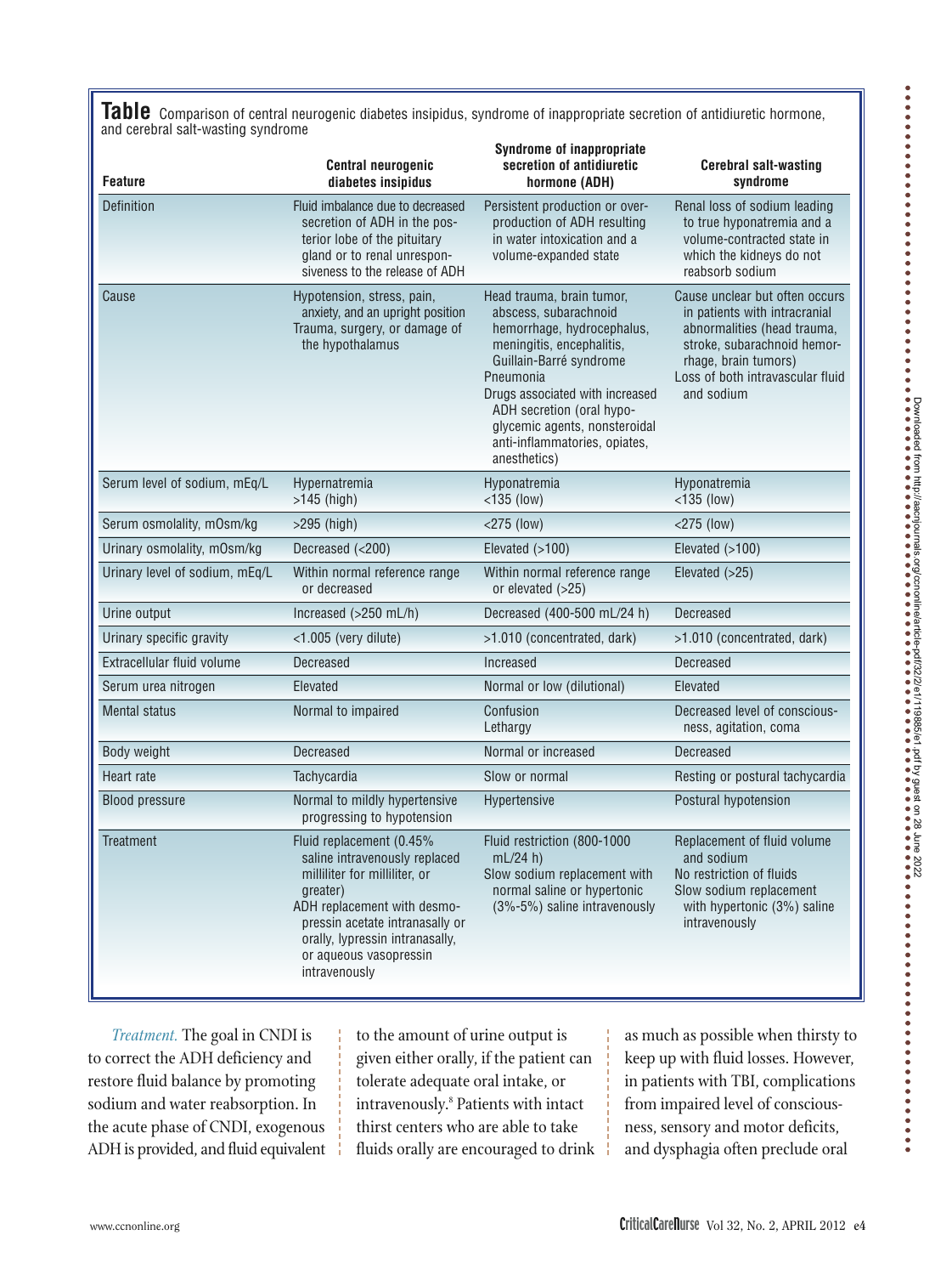**Table** Comparison of central neurogenic diabetes insipidus, syndrome of inappropriate secretion of antidiuretic hormone, and cerebral salt-wasting syndrome

| Feature | Central neurogenic diabetes insipidus | Syndrome of inappropriate secretion of antidiuretic hormone (ADH) | Cerebral salt-wasting syndrome |
|---|---|---|---|
| Definition | Fluid imbalance due to decreased secretion of ADH in the posterior lobe of the pituitary gland or to renal unresponsiveness to the release of ADH | Persistent production or overproduction of ADH resulting in water intoxication and a volume-expanded state | Renal loss of sodium leading to true hyponatremia and a volume-contracted state in which the kidneys do not reabsorb sodium |
| Cause | Hypotension, stress, pain, anxiety, and an upright position<br>Trauma, surgery, or damage of the hypothalamus | Head trauma, brain tumor, abscess, subarachnoid hemorrhage, hydrocephalus, meningitis, encephalitis, Guillain-Barré syndrome<br>Pneumonia<br>Drugs associated with increased ADH secretion (oral hypoglycemic agents, nonsteroidal anti-inflammatories, opiates, anesthetics) | Cause unclear but often occurs in patients with intracranial abnormalities (head trauma, stroke, subarachnoid hemorrhage, brain tumors)<br>Loss of both intravascular fluid and sodium |
| Serum level of sodium, mEq/L | Hypernatremia<br>>145 (high) | Hyponatremia<br><135 (low) | Hyponatremia<br><135 (low) |
| Serum osmolality, mOsm/kg | >295 (high) | <275 (low) | <275 (low) |
| Urinary osmolality, mOsm/kg | Decreased (<200) | Elevated (>100) | Elevated (>100) |
| Urinary level of sodium, mEq/L | Within normal reference range or decreased | Within normal reference range or elevated (>25) | Elevated (>25) |
| Urine output | Increased (>250 mL/h) | Decreased (400-500 mL/24 h) | Decreased |
| Urinary specific gravity | <1.005 (very dilute) | >1.010 (concentrated, dark) | >1.010 (concentrated, dark) |
| Extracellular fluid volume | Decreased | Increased | Decreased |
| Serum urea nitrogen | Elevated | Normal or low (dilutional) | Elevated |
| Mental status | Normal to impaired | Confusion<br>Lethargy | Decreased level of consciousness, agitation, coma |
| Body weight | Decreased | Normal or increased | Decreased |
| Heart rate | Tachycardia | Slow or normal | Resting or postural tachycardia |
| Blood pressure | Normal to mildly hypertensive progressing to hypotension | Hypertensive | Postural hypotension |
| Treatment | Fluid replacement (0.45% saline intravenously replaced milliliter for milliliter, or greater)<br>ADH replacement with desmopressin acetate intranasally or orally, lypressin intranasally, or aqueous vasopressin intravenously | Fluid restriction (800-1000 mL/24 h)<br>Slow sodium replacement with normal saline or hypertonic (3%-5%) saline intravenously | Replacement of fluid volume and sodium<br>No restriction of fluids<br>Slow sodium replacement with hypertonic (3%) saline intravenously |

*Treatment.* The goal in CNDI is to correct the ADH deficiency and restore fluid balance by promoting sodium and water reabsorption. In the acute phase of CNDI, exogenous ADH is provided, and fluid equivalent to the amount of urine output is given either orally, if the patient can tolerate adequate oral intake, or intravenously.[8] Patients with intact thirst centers who are able to take fluids orally are encouraged to drink as much as possible when thirsty to keep up with fluid losses. However, in patients with TBI, complications from impaired level of consciousness, sensory and motor deficits, and dysphagia often preclude oral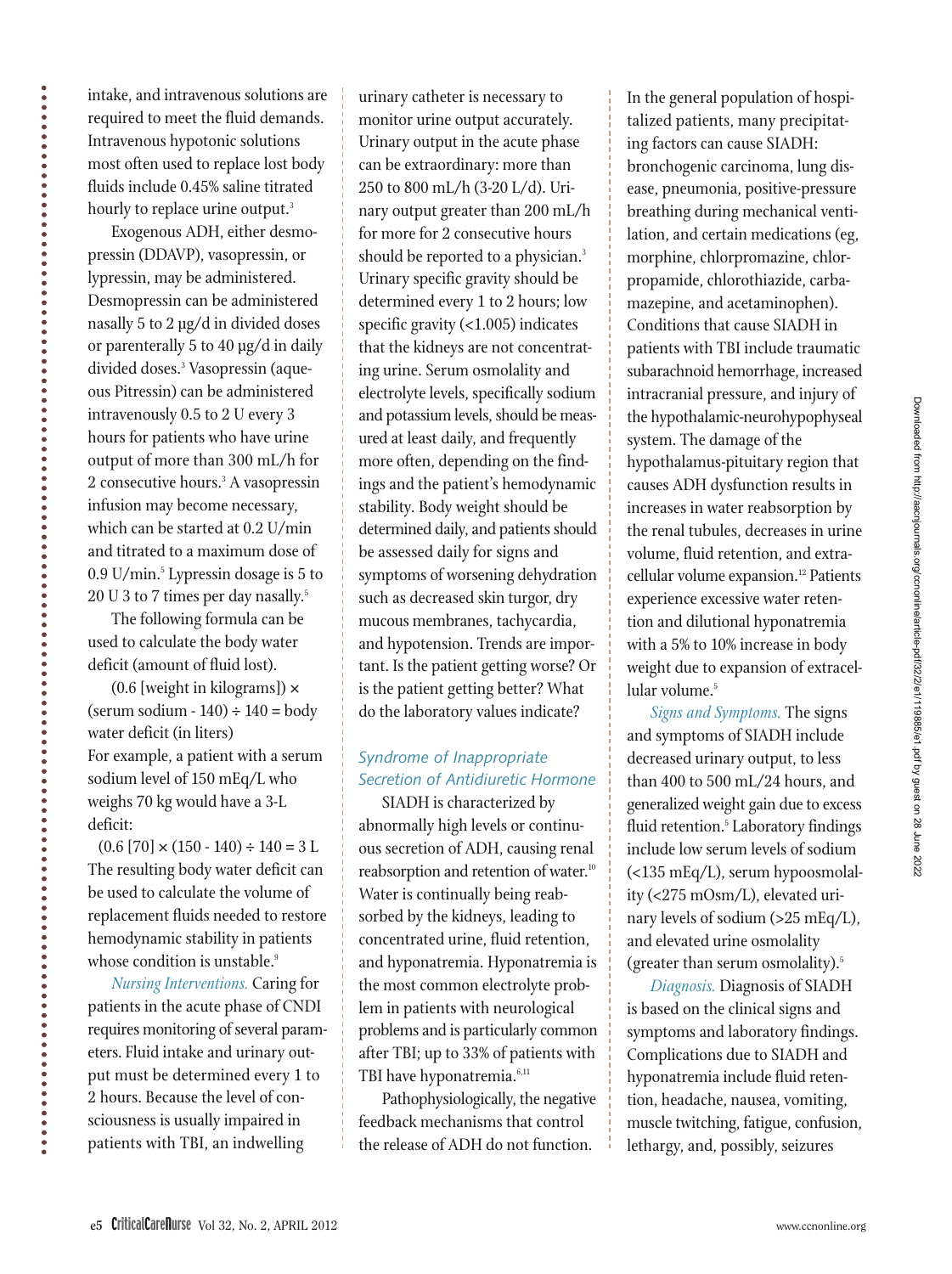intake, and intravenous solutions are required to meet the fluid demands. Intravenous hypotonic solutions most often used to replace lost body fluids include 0.45% saline titrated hourly to replace urine output.[3]

Exogenous ADH, either desmopressin (DDAVP), vasopressin, or lypressin, may be administered. Desmopressin can be administered nasally 5 to 2 µg/d in divided doses or parenterally 5 to 40 µg/d in daily divided doses.[3] Vasopressin (aqueous Pitressin) can be administered intravenously 0.5 to 2 U every 3 hours for patients who have urine output of more than 300 mL/h for 2 consecutive hours.[3] A vasopressin infusion may become necessary, which can be started at 0.2 U/min and titrated to a maximum dose of 0.9 U/min.[5] Lypressin dosage is 5 to 20 U 3 to 7 times per day nasally.[5]

The following formula can be used to calculate the body water deficit (amount of fluid lost).

(0.6 [weight in kilograms]) × (serum sodium - 140) ÷ 140 = body water deficit (in liters)

For example, a patient with a serum sodium level of 150 mEq/L who weighs 70 kg would have a 3-L deficit:

(0.6 [70] × (150 - 140) ÷ 140 = 3 L

The resulting body water deficit can be used to calculate the volume of replacement fluids needed to restore hemodynamic stability in patients whose condition is unstable.[9]

*Nursing Interventions.* Caring for patients in the acute phase of CNDI requires monitoring of several parameters. Fluid intake and urinary output must be determined every 1 to 2 hours. Because the level of consciousness is usually impaired in patients with TBI, an indwelling urinary catheter is necessary to monitor urine output accurately. Urinary output in the acute phase can be extraordinary: more than 250 to 800 mL/h (3-20 L/d). Urinary output greater than 200 mL/h for more for 2 consecutive hours should be reported to a physician.[3] Urinary specific gravity should be determined every 1 to 2 hours; low specific gravity (<1.005) indicates that the kidneys are not concentrating urine. Serum osmolality and electrolyte levels, specifically sodium and potassium levels, should be measured at least daily, and frequently more often, depending on the findings and the patient's hemodynamic stability. Body weight should be determined daily, and patients should be assessed daily for signs and symptoms of worsening dehydration such as decreased skin turgor, dry mucous membranes, tachycardia, and hypotension. Trends are important. Is the patient getting worse? Or is the patient getting better? What do the laboratory values indicate?

## Syndrome of Inappropriate Secretion of Antidiuretic Hormone

SIADH is characterized by abnormally high levels or continuous secretion of ADH, causing renal reabsorption and retention of water.[10] Water is continually being reabsorbed by the kidneys, leading to concentrated urine, fluid retention, and hyponatremia. Hyponatremia is the most common electrolyte problem in patients with neurological problems and is particularly common after TBI; up to 33% of patients with TBI have hyponatremia.[6,11]

Pathophysiologically, the negative feedback mechanisms that control the release of ADH do not function. In the general population of hospitalized patients, many precipitating factors can cause SIADH: bronchogenic carcinoma, lung disease, pneumonia, positive-pressure breathing during mechanical ventilation, and certain medications (eg, morphine, chlorpromazine, chlorpropamide, chlorothiazide, carbamazepine, and acetaminophen). Conditions that cause SIADH in patients with TBI include traumatic subarachnoid hemorrhage, increased intracranial pressure, and injury of the hypothalamic-neurohypophyseal system. The damage of the hypothalamus-pituitary region that causes ADH dysfunction results in increases in water reabsorption by the renal tubules, decreases in urine volume, fluid retention, and extracellular volume expansion.[12] Patients experience excessive water retention and dilutional hyponatremia with a 5% to 10% increase in body weight due to expansion of extracellular volume.[5]

*Signs and Symptoms.* The signs and symptoms of SIADH include decreased urinary output, to less than 400 to 500 mL/24 hours, and generalized weight gain due to excess fluid retention.[5] Laboratory findings include low serum levels of sodium (<135 mEq/L), serum hypoosmolality (<275 mOsm/L), elevated urinary levels of sodium (>25 mEq/L), and elevated urine osmolality (greater than serum osmolality).[5]

*Diagnosis.* Diagnosis of SIADH is based on the clinical signs and symptoms and laboratory findings. Complications due to SIADH and hyponatremia include fluid retention, headache, nausea, vomiting, muscle twitching, fatigue, confusion, lethargy, and, possibly, seizures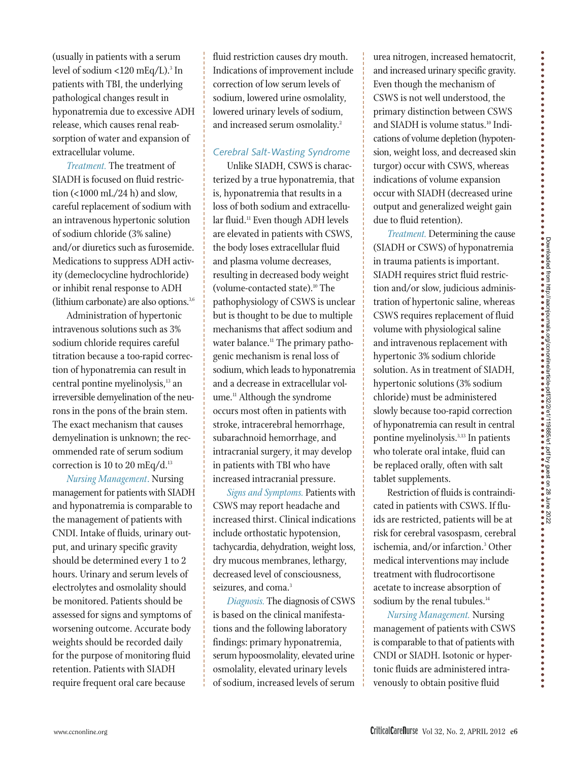(usually in patients with a serum level of sodium <120 mEq/L).[3] In patients with TBI, the underlying pathological changes result in hyponatremia due to excessive ADH release, which causes renal reabsorption of water and expansion of extracellular volume.

*Treatment.* The treatment of SIADH is focused on fluid restriction (<1000 mL/24 h) and slow, careful replacement of sodium with an intravenous hypertonic solution of sodium chloride (3% saline) and/or diuretics such as furosemide. Medications to suppress ADH activity (demeclocycline hydrochloride) or inhibit renal response to ADH (lithium carbonate) are also options.[3,6]

Administration of hypertonic intravenous solutions such as 3% sodium chloride requires careful titration because a too-rapid correction of hyponatremia can result in central pontine myelinolysis,[13] an irreversible demyelination of the neurons in the pons of the brain stem. The exact mechanism that causes demyelination is unknown; the recommended rate of serum sodium correction is 10 to 20 mEq/d.[13]

*Nursing Management.* Nursing management for patients with SIADH and hyponatremia is comparable to the management of patients with CNDI. Intake of fluids, urinary output, and urinary specific gravity should be determined every 1 to 2 hours. Urinary and serum levels of electrolytes and osmolality should be monitored. Patients should be assessed for signs and symptoms of worsening outcome. Accurate body weights should be recorded daily for the purpose of monitoring fluid retention. Patients with SIADH require frequent oral care because fluid restriction causes dry mouth. Indications of improvement include correction of low serum levels of sodium, lowered urine osmolality, lowered urinary levels of sodium, and increased serum osmolality.[2]

### Cerebral Salt-Wasting Syndrome

Unlike SIADH, CSWS is characterized by a true hyponatremia, that is, hyponatremia that results in a loss of both sodium and extracellular fluid.[11] Even though ADH levels are elevated in patients with CSWS, the body loses extracellular fluid and plasma volume decreases, resulting in decreased body weight (volume-contacted state).[10] The pathophysiology of CSWS is unclear but is thought to be due to multiple mechanisms that affect sodium and water balance.[11] The primary pathogenic mechanism is renal loss of sodium, which leads to hyponatremia and a decrease in extracellular volume.[11] Although the syndrome occurs most often in patients with stroke, intracerebral hemorrhage, subarachnoid hemorrhage, and intracranial surgery, it may develop in patients with TBI who have increased intracranial pressure.

*Signs and Symptoms.* Patients with CSWS may report headache and increased thirst. Clinical indications include orthostatic hypotension, tachycardia, dehydration, weight loss, dry mucous membranes, lethargy, decreased level of consciousness, seizures, and coma.[3]

*Diagnosis.* The diagnosis of CSWS is based on the clinical manifestations and the following laboratory findings: primary hyponatremia, serum hypoosmolality, elevated urine osmolality, elevated urinary levels of sodium, increased levels of serum urea nitrogen, increased hematocrit, and increased urinary specific gravity. Even though the mechanism of CSWS is not well understood, the primary distinction between CSWS and SIADH is volume status.[10] Indications of volume depletion (hypotension, weight loss, and decreased skin turgor) occur with CSWS, whereas indications of volume expansion occur with SIADH (decreased urine output and generalized weight gain due to fluid retention).

*Treatment.* Determining the cause (SIADH or CSWS) of hyponatremia in trauma patients is important. SIADH requires strict fluid restriction and/or slow, judicious administration of hypertonic saline, whereas CSWS requires replacement of fluid volume with physiological saline and intravenous replacement with hypertonic 3% sodium chloride solution. As in treatment of SIADH, hypertonic solutions (3% sodium chloride) must be administered slowly because too-rapid correction of hyponatremia can result in central pontine myelinolysis.[3,13] In patients who tolerate oral intake, fluid can be replaced orally, often with salt tablet supplements.

Restriction of fluids is contraindicated in patients with CSWS. If fluids are restricted, patients will be at risk for cerebral vasospasm, cerebral ischemia, and/or infarction.[3] Other medical interventions may include treatment with fludrocortisone acetate to increase absorption of sodium by the renal tubules.[14]

*Nursing Management.* Nursing management of patients with CSWS is comparable to that of patients with CNDI or SIADH. Isotonic or hypertonic fluids are administered intravenously to obtain positive fluid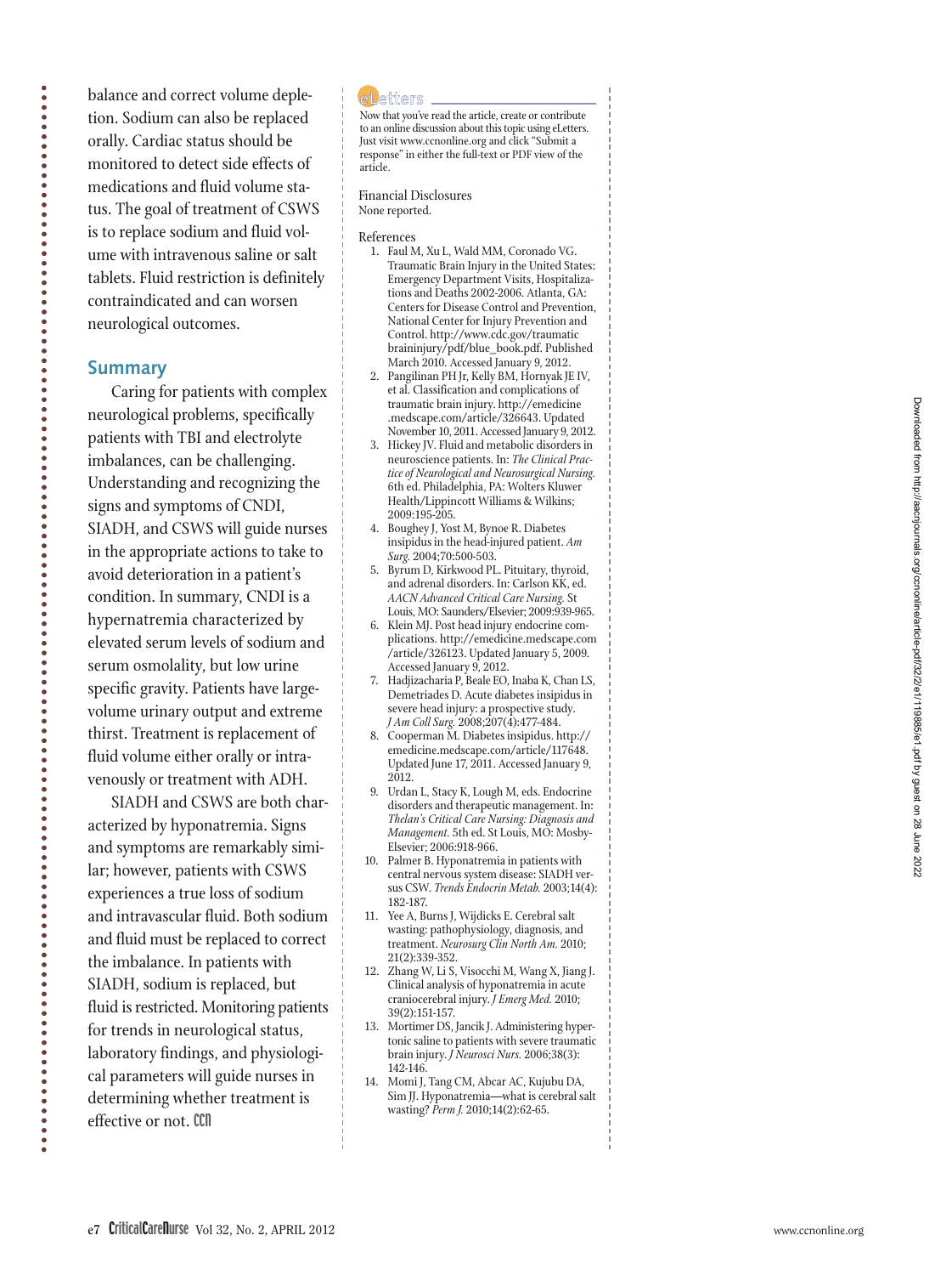balance and correct volume depletion. Sodium can also be replaced orally. Cardiac status should be monitored to detect side effects of medications and fluid volume status. The goal of treatment of CSWS is to replace sodium and fluid volume with intravenous saline or salt tablets. Fluid restriction is definitely contraindicated and can worsen neurological outcomes.

## Summary

Caring for patients with complex neurological problems, specifically patients with TBI and electrolyte imbalances, can be challenging. Understanding and recognizing the signs and symptoms of CNDI, SIADH, and CSWS will guide nurses in the appropriate actions to take to avoid deterioration in a patient's condition. In summary, CNDI is a hypernatremia characterized by elevated serum levels of sodium and serum osmolality, but low urine specific gravity. Patients have large-volume urinary output and extreme thirst. Treatment is replacement of fluid volume either orally or intravenously or treatment with ADH.

SIADH and CSWS are both characterized by hyponatremia. Signs and symptoms are remarkably similar; however, patients with CSWS experiences a true loss of sodium and intravascular fluid. Both sodium and fluid must be replaced to correct the imbalance. In patients with SIADH, sodium is replaced, but fluid is restricted. Monitoring patients for trends in neurological status, laboratory findings, and physiological parameters will guide nurses in determining whether treatment is effective or not. CCN

**eLetters**

Now that you've read the article, create or contribute to an online discussion about this topic using eLetters. Just visit www.ccnonline.org and click "Submit a response" in either the full-text or PDF view of the article.

Financial Disclosures
None reported.

References

1. Faul M, Xu L, Wald MM, Coronado VG. Traumatic Brain Injury in the United States: Emergency Department Visits, Hospitalizations and Deaths 2002-2006. Atlanta, GA: Centers for Disease Control and Prevention, National Center for Injury Prevention and Control. http://www.cdc.gov/traumaticbraininjury/pdf/blue_book.pdf. Published March 2010. Accessed January 9, 2012.
2. Pangilinan PH Jr, Kelly BM, Hornyak JE IV, et al. Classification and complications of traumatic brain injury. http://emedicine.medscape.com/article/326643. Updated November 10, 2011. Accessed January 9, 2012.
3. Hickey JV. Fluid and metabolic disorders in neuroscience patients. In: *The Clinical Practice of Neurological and Neurosurgical Nursing.* 6th ed. Philadelphia, PA: Wolters Kluwer Health/Lippincott Williams & Wilkins; 2009:195-205.
4. Boughey J, Yost M, Bynoe R. Diabetes insipidus in the head-injured patient. *Am Surg.* 2004;70:500-503.
5. Byrum D, Kirkwood PL. Pituitary, thyroid, and adrenal disorders. In: Carlson KK, ed. *AACN Advanced Critical Care Nursing.* St Louis, MO: Saunders/Elsevier; 2009:939-965.
6. Klein MJ. Post head injury endocrine complications. http://emedicine.medscape.com/article/326123. Updated January 5, 2009. Accessed January 9, 2012.
7. Hadjizacharia P, Beale EO, Inaba K, Chan LS, Demetriades D. Acute diabetes insipidus in severe head injury: a prospective study. *J Am Coll Surg.* 2008;207(4):477-484.
8. Cooperman M. Diabetes insipidus. http://emedicine.medscape.com/article/117648. Updated June 17, 2011. Accessed January 9, 2012.
9. Urdan L, Stacy K, Lough M, eds. Endocrine disorders and therapeutic management. In: *Thelan's Critical Care Nursing: Diagnosis and Management.* 5th ed. St Louis, MO: Mosby-Elsevier; 2006:918-966.
10. Palmer B. Hyponatremia in patients with central nervous system disease: SIADH versus CSW. *Trends Endocrin Metab.* 2003;14(4):182-187.
11. Yee A, Burns J, Wijdicks E. Cerebral salt wasting: pathophysiology, diagnosis, and treatment. *Neurosurg Clin North Am.* 2010;21(2):339-352.
12. Zhang W, Li S, Visocchi M, Wang X, Jiang J. Clinical analysis of hyponatremia in acute craniocerebral injury. *J Emerg Med.* 2010;39(2):151-157.
13. Mortimer DS, Jancik J. Administering hypertonic saline to patients with severe traumatic brain injury. *J Neurosci Nurs.* 2006;38(3):142-146.
14. Momi J, Tang CM, Abcar AC, Kujubu DA, Sim JJ. Hyponatremia—what is cerebral salt wasting? *Perm J.* 2010;14(2):62-65.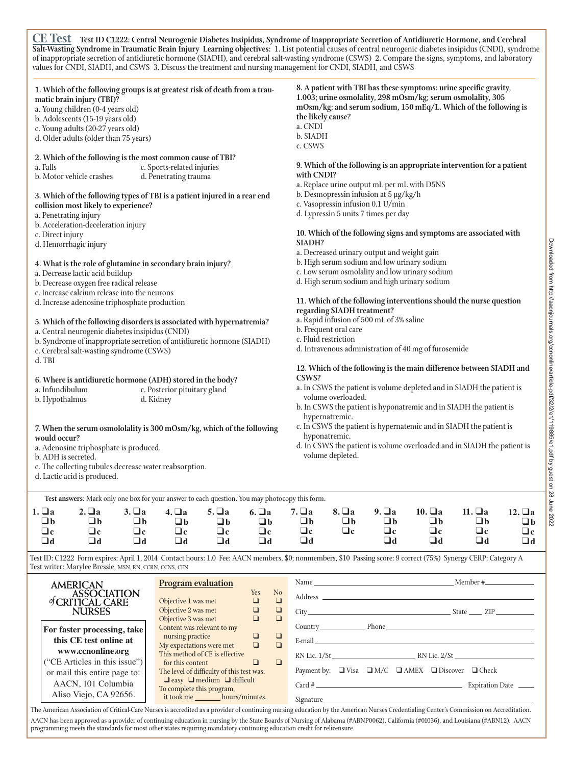# CE Test

**Test ID C1222: Central Neurogenic Diabetes Insipidus, Syndrome of Inappropriate Secretion of Antidiuretic Hormone, and Cerebral Salt-Wasting Syndrome in Traumatic Brain Injury** **Learning objectives:** 1. List potential causes of central neurogenic diabetes insipidus (CNDI), syndrome of inappropriate secretion of antidiuretic hormone (SIADH), and cerebral salt-wasting syndrome (CSWS) 2. Compare the signs, symptoms, and laboratory values for CNDI, SIADH, and CSWS 3. Discuss the treatment and nursing management for CNDI, SIADH, and CSWS

**1. Which of the following groups is at greatest risk of death from a traumatic brain injury (TBI)?**
a. Young children (0-4 years old)
b. Adolescents (15-19 years old)
c. Young adults (20-27 years old)
d. Older adults (older than 75 years)

**2. Which of the following is the most common cause of TBI?**
a. Falls
b. Motor vehicle crashes
c. Sports-related injuries
d. Penetrating trauma

**3. Which of the following types of TBI is a patient injured in a rear end collision most likely to experience?**
a. Penetrating injury
b. Acceleration-deceleration injury
c. Direct injury
d. Hemorrhagic injury

**4. What is the role of glutamine in secondary brain injury?**
a. Decrease lactic acid buildup
b. Decrease oxygen free radical release
c. Increase calcium release into the neurons
d. Increase adenosine triphosphate production

**5. Which of the following disorders is associated with hypernatremia?**
a. Central neurogenic diabetes insipidus (CNDI)
b. Syndrome of inappropriate secretion of antidiuretic hormone (SIADH)
c. Cerebral salt-wasting syndrome (CSWS)
d. TBI

**6. Where is antidiuretic hormone (ADH) stored in the body?**
a. Infundibulum
b. Hypothalmus
c. Posterior pituitary gland
d. Kidney

**7. When the serum osmololality is 300 mOsm/kg, which of the following would occur?**
a. Adenosine triphosphate is produced.
b. ADH is secreted.
c. The collecting tubules decrease water reabsorption.
d. Lactic acid is produced.

**8. A patient with TBI has these symptoms: urine specific gravity, 1.003; urine osmolality, 298 mOsm/kg; serum osmolality, 305 mOsm/kg; and serum sodium, 150 mEq/L. Which of the following is the likely cause?**
a. CNDI
b. SIADH
c. CSWS

**9. Which of the following is an appropriate intervention for a patient with CNDI?**
a. Replace urine output mL per mL with D5NS
b. Desmopressin infusion at 5 μg/kg/h
c. Vasopressin infusion 0.1 U/min
d. Lypressin 5 units 7 times per day

**10. Which of the following signs and symptoms are associated with SIADH?**
a. Decreased urinary output and weight gain
b. High serum sodium and low urinary sodium
c. Low serum osmolality and low urinary sodium
d. High serum sodium and high urinary sodium

**11. Which of the following interventions should the nurse question regarding SIADH treatment?**
a. Rapid infusion of 500 mL of 3% saline
b. Frequent oral care
c. Fluid restriction
d. Intravenous administration of 40 mg of furosemide

**12. Which of the following is the main difference between SIADH and CSWS?**
a. In CSWS the patient is volume depleted and in SIADH the patient is volume overloaded.
b. In CSWS the patient is hyponatremic and in SIADH the patient is hypernatremic.
c. In CSWS the patient is hypernatemic and in SIADH the patient is hyponatremic.
d. In CSWS the patient is volume overloaded and in SIADH the patient is volume depleted.

**Test answers**: Mark only one box for your answer to each question. You may photocopy this form.

| 1. | 2. | 3. | 4. | 5. | 6. | 7. | 8. | 9. | 10. | 11. | 12. |
|---|---|---|---|---|---|---|---|---|---|---|---|
| ❑a | ❑a | ❑a | ❑a | ❑a | ❑a | ❑a | ❑a | ❑a | ❑a | ❑a | ❑a |
| ❑b | ❑b | ❑b | ❑b | ❑b | ❑b | ❑b | ❑b | ❑b | ❑b | ❑b | ❑b |
| ❑c | ❑c | ❑c | ❑c | ❑c | ❑c | ❑c | ❑c | ❑c | ❑c | ❑c | ❑c |
| ❑d | ❑d | ❑d | ❑d | ❑d | ❑d | ❑d | | ❑d | ❑d | ❑d | ❑d |

Test ID: C1222 Form expires: April 1, 2014 Contact hours: 1.0 Fee: AACN members, $0; nonmembers, $10 Passing score: 9 correct (75%) Synergy CERP: Category A
Test writer: Marylee Bressie, MSN, RN, CCRN, CCNS, CEN

AMERICAN ASSOCIATION of CRITICAL-CARE NURSES

**For faster processing, take this CE test online at www.ccnonline.org** ("CE Articles in this issue") or mail this entire page to: AACN, 101 Columbia Aliso Viejo, CA 92656.

**Program evaluation**

| | Yes | No |
|---|---|---|
| Objective 1 was met | ❑ | ❑ |
| Objective 2 was met | ❑ | ❑ |
| Objective 3 was met | ❑ | ❑ |
| Content was relevant to my nursing practice | ❑ | ❑ |
| My expectations were met | ❑ | ❑ |
| This method of CE is effective for this content | ❑ | ❑ |

The level of difficulty of this test was: ❑ easy ❑ medium ❑ difficult
To complete this program, it took me _______ hours/minutes.

Name ______________________ Member # __________
Address ______________________
City ______________ State ____ ZIP ________
Country __________ Phone ______________
E-mail ______________________
RN Lic. 1/St ______________ RN Lic. 2/St ______________
Payment by: ❑ Visa ❑ M/C ❑ AMEX ❑ Discover ❑ Check
Card # ______________________ Expiration Date ____
Signature ______________________

The American Association of Critical-Care Nurses is accredited as a provider of continuing nursing education by the American Nurses Credentialing Center's Commission on Accreditation.
AACN has been approved as a provider of continuing education in nursing by the State Boards of Nursing of Alabama (#ABNP0062), California (#01036), and Louisiana (#ABN12). AACN programming meets the standards for most other states requiring mandatory continuing education credit for relicensure.